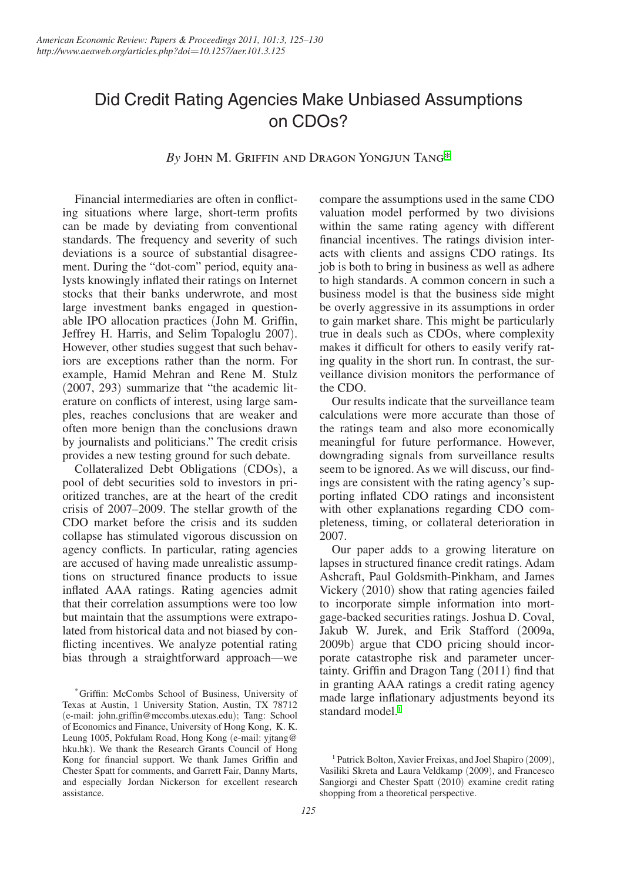# Did Credit Rating Agencies Make Unbiased Assumptions on CDOs?

*By* John M. Griffin and Dragon Yongjun Tang[*]

Financial intermediaries are often in conflicting situations where large, short-term profits can be made by deviating from conventional standards. The frequency and severity of such deviations is a source of substantial disagreement. During the "dot-com" period, equity analysts knowingly inflated their ratings on Internet stocks that their banks underwrote, and most large investment banks engaged in questionable IPO allocation practices (John M. Griffin, Jeffrey H. Harris, and Selim Topaloglu 2007). However, other studies suggest that such behaviors are exceptions rather than the norm. For example, Hamid Mehran and Rene M. Stulz (2007, 293) summarize that "the academic literature on conflicts of interest, using large samples, reaches conclusions that are weaker and often more benign than the conclusions drawn by journalists and politicians." The credit crisis provides a new testing ground for such debate.

Collateralized Debt Obligations (CDOs), a pool of debt securities sold to investors in prioritized tranches, are at the heart of the credit crisis of 2007–2009. The stellar growth of the CDO market before the crisis and its sudden collapse has stimulated vigorous discussion on agency conflicts. In particular, rating agencies are accused of having made unrealistic assumptions on structured finance products to issue inflated AAA ratings. Rating agencies admit that their correlation assumptions were too low but maintain that the assumptions were extrapolated from historical data and not biased by conflicting incentives. We analyze potential rating bias through a straightforward approach—we compare the assumptions used in the same CDO valuation model performed by two divisions within the same rating agency with different financial incentives. The ratings division interacts with clients and assigns CDO ratings. Its job is both to bring in business as well as adhere to high standards. A common concern in such a business model is that the business side might be overly aggressive in its assumptions in order to gain market share. This might be particularly true in deals such as CDOs, where complexity makes it difficult for others to easily verify rating quality in the short run. In contrast, the surveillance division monitors the performance of the CDO.

Our results indicate that the surveillance team calculations were more accurate than those of the ratings team and also more economically meaningful for future performance. However, downgrading signals from surveillance results seem to be ignored. As we will discuss, our findings are consistent with the rating agency's supporting inflated CDO ratings and inconsistent with other explanations regarding CDO completeness, timing, or collateral deterioration in 2007.

Our paper adds to a growing literature on lapses in structured finance credit ratings. Adam Ashcraft, Paul Goldsmith-Pinkham, and James Vickery (2010) show that rating agencies failed to incorporate simple information into mortgage-backed securities ratings. Joshua D. Coval, Jakub W. Jurek, and Erik Stafford (2009a, 2009b) argue that CDO pricing should incorporate catastrophe risk and parameter uncertainty. Griffin and Dragon Tang (2011) find that in granting AAA ratings a credit rating agency made large inflationary adjustments beyond its standard model.[1]

[*] Griffin: McCombs School of Business, University of Texas at Austin, 1 University Station, Austin, TX 78712 (e-mail: john.griffin@mccombs.utexas.edu); Tang: School of Economics and Finance, University of Hong Kong, K. K. Leung 1005, Pokfulam Road, Hong Kong (e-mail: yjtang@hku.hk). We thank the Research Grants Council of Hong Kong for financial support. We thank James Griffin and Chester Spatt for comments, and Garrett Fair, Danny Marts, and especially Jordan Nickerson for excellent research assistance.

[1] Patrick Bolton, Xavier Freixas, and Joel Shapiro (2009), Vasiliki Skreta and Laura Veldkamp (2009), and Francesco Sangiorgi and Chester Spatt (2010) examine credit rating shopping from a theoretical perspective.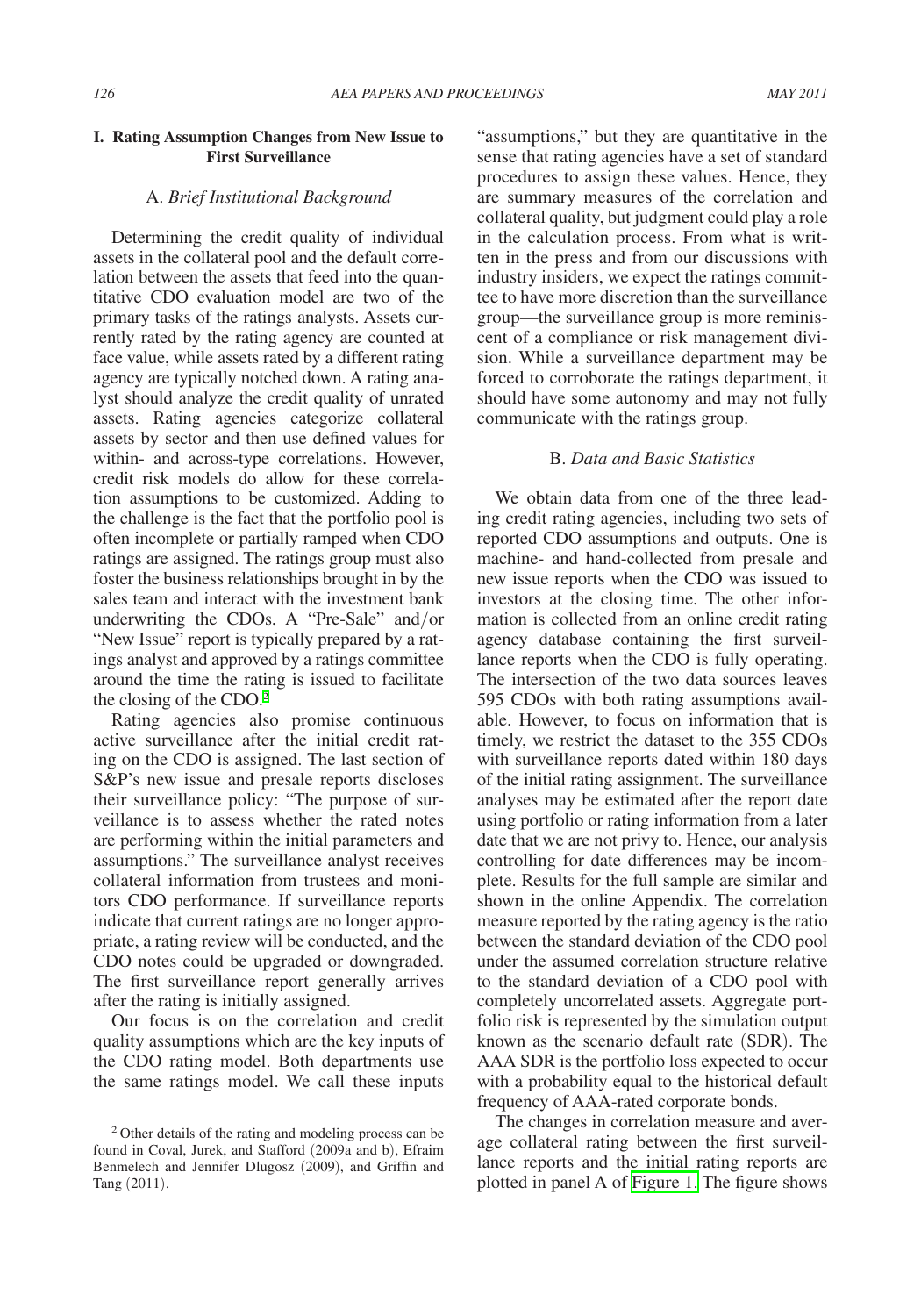## I. Rating Assumption Changes from New Issue to First Surveillance

### A. *Brief Institutional Background*

Determining the credit quality of individual assets in the collateral pool and the default correlation between the assets that feed into the quantitative CDO evaluation model are two of the primary tasks of the ratings analysts. Assets currently rated by the rating agency are counted at face value, while assets rated by a different rating agency are typically notched down. A rating analyst should analyze the credit quality of unrated assets. Rating agencies categorize collateral assets by sector and then use defined values for within- and across-type correlations. However, credit risk models do allow for these correlation assumptions to be customized. Adding to the challenge is the fact that the portfolio pool is often incomplete or partially ramped when CDO ratings are assigned. The ratings group must also foster the business relationships brought in by the sales team and interact with the investment bank underwriting the CDOs. A "Pre-Sale" and/or "New Issue" report is typically prepared by a ratings analyst and approved by a ratings committee around the time the rating is issued to facilitate the closing of the CDO.[2]

Rating agencies also promise continuous active surveillance after the initial credit rating on the CDO is assigned. The last section of S&P's new issue and presale reports discloses their surveillance policy: "The purpose of surveillance is to assess whether the rated notes are performing within the initial parameters and assumptions." The surveillance analyst receives collateral information from trustees and monitors CDO performance. If surveillance reports indicate that current ratings are no longer appropriate, a rating review will be conducted, and the CDO notes could be upgraded or downgraded. The first surveillance report generally arrives after the rating is initially assigned.

Our focus is on the correlation and credit quality assumptions which are the key inputs of the CDO rating model. Both departments use the same ratings model. We call these inputs "assumptions," but they are quantitative in the sense that rating agencies have a set of standard procedures to assign these values. Hence, they are summary measures of the correlation and collateral quality, but judgment could play a role in the calculation process. From what is written in the press and from our discussions with industry insiders, we expect the ratings committee to have more discretion than the surveillance group—the surveillance group is more reminiscent of a compliance or risk management division. While a surveillance department may be forced to corroborate the ratings department, it should have some autonomy and may not fully communicate with the ratings group.

### B. *Data and Basic Statistics*

We obtain data from one of the three leading credit rating agencies, including two sets of reported CDO assumptions and outputs. One is machine- and hand-collected from presale and new issue reports when the CDO was issued to investors at the closing time. The other information is collected from an online credit rating agency database containing the first surveillance reports when the CDO is fully operating. The intersection of the two data sources leaves 595 CDOs with both rating assumptions available. However, to focus on information that is timely, we restrict the dataset to the 355 CDOs with surveillance reports dated within 180 days of the initial rating assignment. The surveillance analyses may be estimated after the report date using portfolio or rating information from a later date that we are not privy to. Hence, our analysis controlling for date differences may be incomplete. Results for the full sample are similar and shown in the online Appendix. The correlation measure reported by the rating agency is the ratio between the standard deviation of the CDO pool under the assumed correlation structure relative to the standard deviation of a CDO pool with completely uncorrelated assets. Aggregate portfolio risk is represented by the simulation output known as the scenario default rate (SDR). The AAA SDR is the portfolio loss expected to occur with a probability equal to the historical default frequency of AAA-rated corporate bonds.

The changes in correlation measure and average collateral rating between the first surveillance reports and the initial rating reports are plotted in panel A of Figure 1. The figure shows

[2] Other details of the rating and modeling process can be found in Coval, Jurek, and Stafford (2009a and b), Efraim Benmelech and Jennifer Dlugosz (2009), and Griffin and Tang (2011).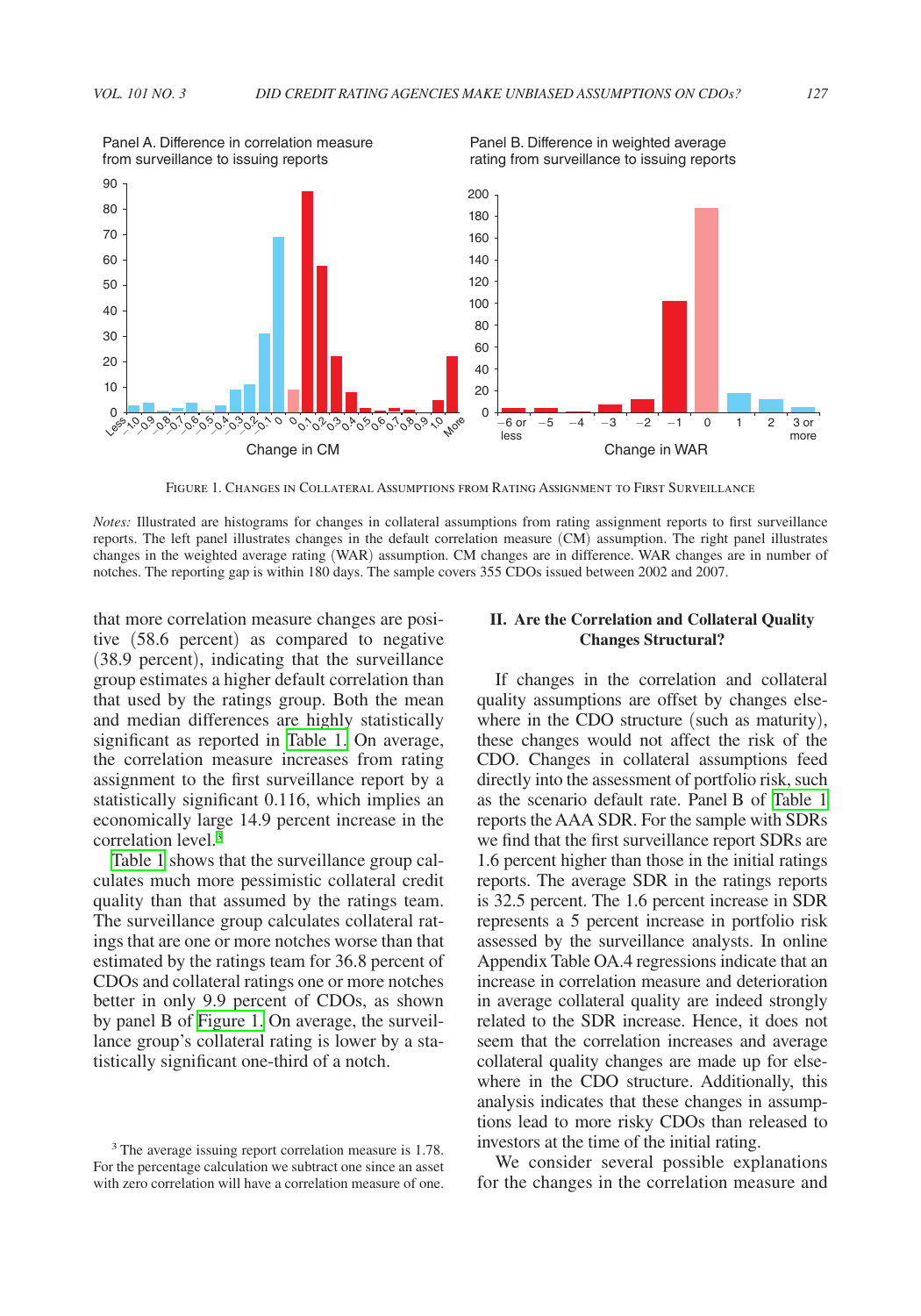Panel A. Difference in correlation measure from surveillance to issuing reports

Panel B. Difference in weighted average rating from surveillance to issuing reports

Figure 1. Changes in Collateral Assumptions from Rating Assignment to First Surveillance

*Notes:* Illustrated are histograms for changes in collateral assumptions from rating assignment reports to first surveillance reports. The left panel illustrates changes in the default correlation measure (CM) assumption. The right panel illustrates changes in the weighted average rating (WAR) assumption. CM changes are in difference. WAR changes are in number of notches. The reporting gap is within 180 days. The sample covers 355 CDOs issued between 2002 and 2007.

that more correlation measure changes are positive (58.6 percent) as compared to negative (38.9 percent), indicating that the surveillance group estimates a higher default correlation than that used by the ratings group. Both the mean and median differences are highly statistically significant as reported in Table 1. On average, the correlation measure increases from rating assignment to the first surveillance report by a statistically significant 0.116, which implies an economically large 14.9 percent increase in the correlation level.[3]

Table 1 shows that the surveillance group calculates much more pessimistic collateral credit quality than that assumed by the ratings team. The surveillance group calculates collateral ratings that are one or more notches worse than that estimated by the ratings team for 36.8 percent of CDOs and collateral ratings one or more notches better in only 9.9 percent of CDOs, as shown by panel B of Figure 1. On average, the surveillance group's collateral rating is lower by a statistically significant one-third of a notch.

## II. Are the Correlation and Collateral Quality Changes Structural?

If changes in the correlation and collateral quality assumptions are offset by changes elsewhere in the CDO structure (such as maturity), these changes would not affect the risk of the CDO. Changes in collateral assumptions feed directly into the assessment of portfolio risk, such as the scenario default rate. Panel B of Table 1 reports the AAA SDR. For the sample with SDRs we find that the first surveillance report SDRs are 1.6 percent higher than those in the initial ratings reports. The average SDR in the ratings reports is 32.5 percent. The 1.6 percent increase in SDR represents a 5 percent increase in portfolio risk assessed by the surveillance analysts. In online Appendix Table OA.4 regressions indicate that an increase in correlation measure and deterioration in average collateral quality are indeed strongly related to the SDR increase. Hence, it does not seem that the correlation increases and average collateral quality changes are made up for elsewhere in the CDO structure. Additionally, this analysis indicates that these changes in assumptions lead to more risky CDOs than released to investors at the time of the initial rating.

We consider several possible explanations for the changes in the correlation measure and

[3] The average issuing report correlation measure is 1.78. For the percentage calculation we subtract one since an asset with zero correlation will have a correlation measure of one.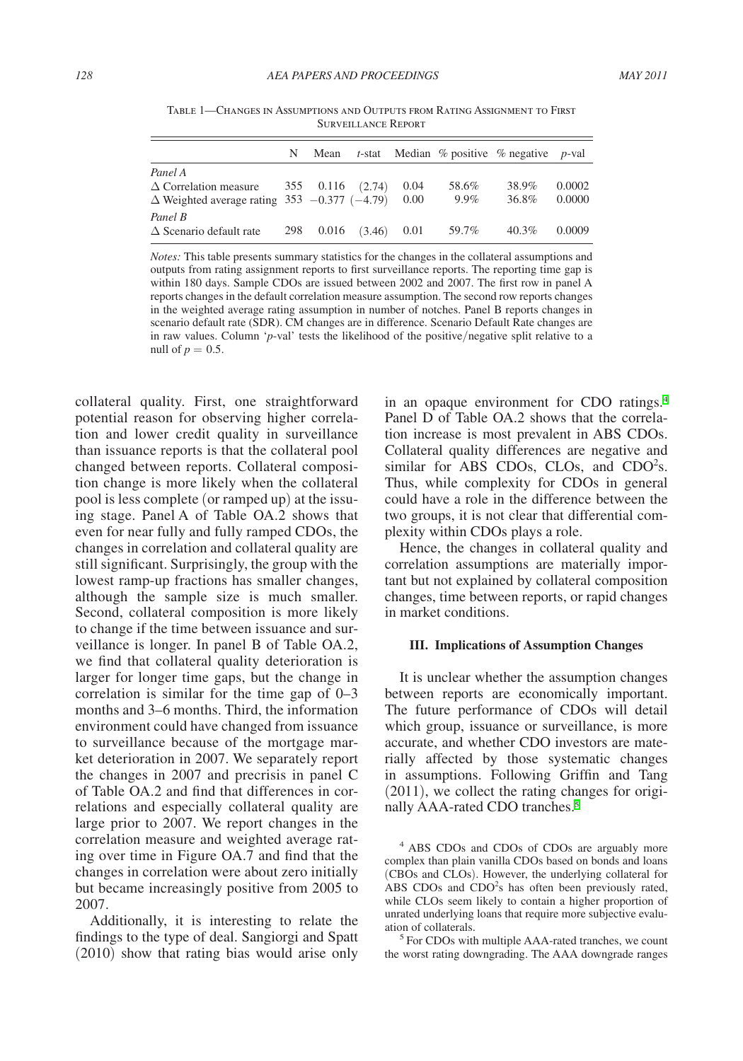Table 1—Changes in Assumptions and Outputs from Rating Assignment to First Surveillance Report

| | N | Mean | *t*-stat | Median | % positive | % negative | *p*-val |
|---|---|---|---|---|---|---|---|
| *Panel A* | | | | | | | |
| Δ Correlation measure | 355 | 0.116 | (2.74) | 0.04 | 58.6% | 38.9% | 0.0002 |
| Δ Weighted average rating | 353 | −0.377 | (−4.79) | 0.00 | 9.9% | 36.8% | 0.0000 |
| *Panel B* | | | | | | | |
| Δ Scenario default rate | 298 | 0.016 | (3.46) | 0.01 | 59.7% | 40.3% | 0.0009 |

*Notes:* This table presents summary statistics for the changes in the collateral assumptions and outputs from rating assignment reports to first surveillance reports. The reporting time gap is within 180 days. Sample CDOs are issued between 2002 and 2007. The first row in panel A reports changes in the default correlation measure assumption. The second row reports changes in the weighted average rating assumption in number of notches. Panel B reports changes in scenario default rate (SDR). CM changes are in difference. Scenario Default Rate changes are in raw values. Column '*p*-val' tests the likelihood of the positive/negative split relative to a null of $p = 0.5$.

collateral quality. First, one straightforward potential reason for observing higher correlation and lower credit quality in surveillance than issuance reports is that the collateral pool changed between reports. Collateral composition change is more likely when the collateral pool is less complete (or ramped up) at the issuing stage. Panel A of Table OA.2 shows that even for near fully and fully ramped CDOs, the changes in correlation and collateral quality are still significant. Surprisingly, the group with the lowest ramp-up fractions has smaller changes, although the sample size is much smaller. Second, collateral composition is more likely to change if the time between issuance and surveillance is longer. In panel B of Table OA.2, we find that collateral quality deterioration is larger for longer time gaps, but the change in correlation is similar for the time gap of 0–3 months and 3–6 months. Third, the information environment could have changed from issuance to surveillance because of the mortgage market deterioration in 2007. We separately report the changes in 2007 and precrisis in panel C of Table OA.2 and find that differences in correlations and especially collateral quality are large prior to 2007. We report changes in the correlation measure and weighted average rating over time in Figure OA.7 and find that the changes in correlation were about zero initially but became increasingly positive from 2005 to 2007.

Additionally, it is interesting to relate the findings to the type of deal. Sangiorgi and Spatt (2010) show that rating bias would arise only in an opaque environment for CDO ratings.[4] Panel D of Table OA.2 shows that the correlation increase is most prevalent in ABS CDOs. Collateral quality differences are negative and similar for ABS CDOs, CLOs, and $CDO^2$s. Thus, while complexity for CDOs in general could have a role in the difference between the two groups, it is not clear that differential complexity within CDOs plays a role.

Hence, the changes in collateral quality and correlation assumptions are materially important but not explained by collateral composition changes, time between reports, or rapid changes in market conditions.

## III. Implications of Assumption Changes

It is unclear whether the assumption changes between reports are economically important. The future performance of CDOs will detail which group, issuance or surveillance, is more accurate, and whether CDO investors are materially affected by those systematic changes in assumptions. Following Griffin and Tang (2011), we collect the rating changes for originally AAA-rated CDO tranches.[5]

[4] ABS CDOs and CDOs of CDOs are arguably more complex than plain vanilla CDOs based on bonds and loans (CBOs and CLOs). However, the underlying collateral for ABS CDOs and $CDO^2$s has often been previously rated, while CLOs seem likely to contain a higher proportion of unrated underlying loans that require more subjective evaluation of collaterals.

[5] For CDOs with multiple AAA-rated tranches, we count the worst rating downgrading. The AAA downgrade ranges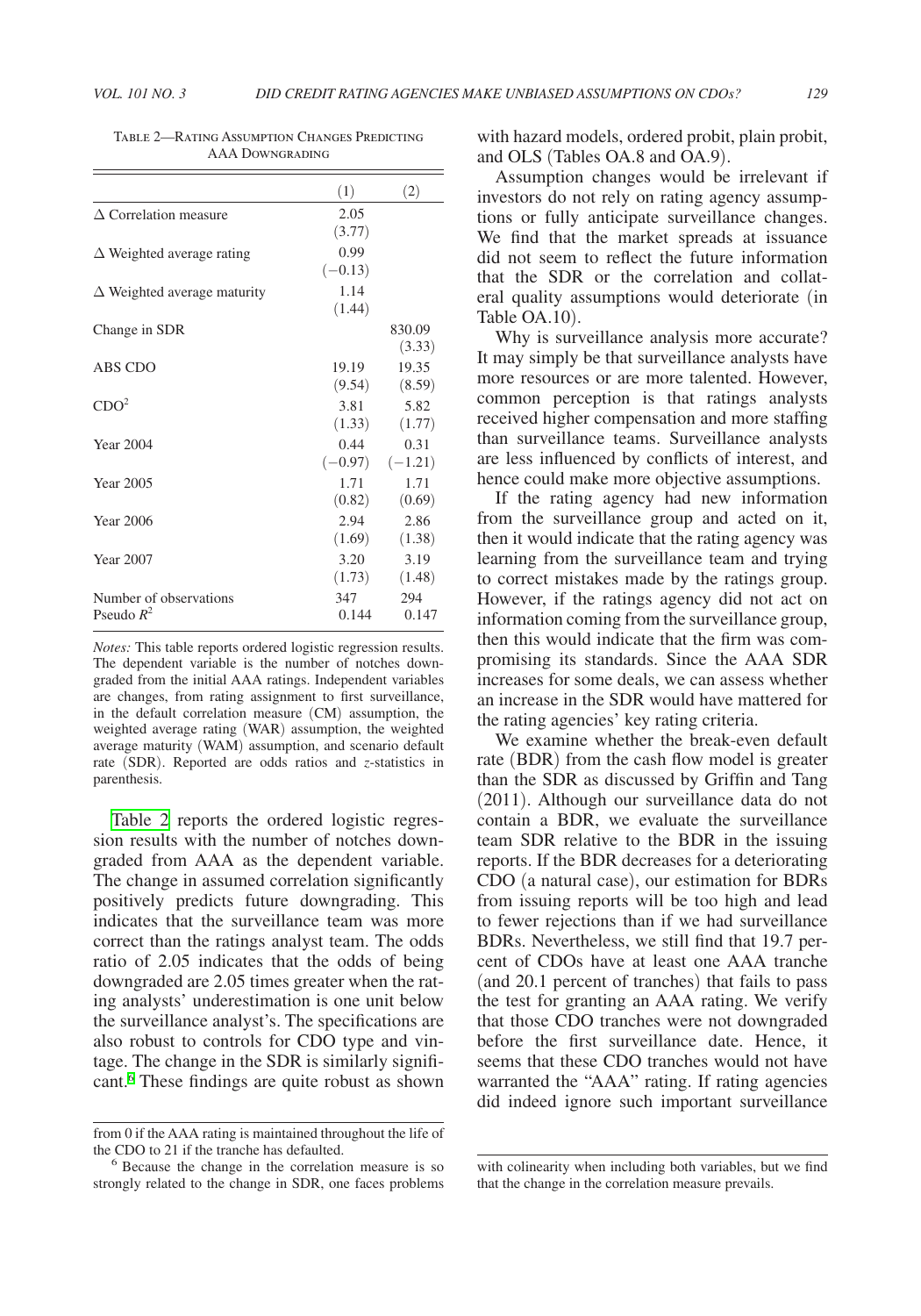Table 2—Rating Assumption Changes Predicting AAA Downgrading

| | (1) | (2) |
|---|---|---|
| Δ Correlation measure | 2.05 | |
| | (3.77) | |
| Δ Weighted average rating | 0.99 | |
| | (−0.13) | |
| Δ Weighted average maturity | 1.14 | |
| | (1.44) | |
| Change in SDR | | 830.09 |
| | | (3.33) |
| ABS CDO | 19.19 | 19.35 |
| | (9.54) | (8.59) |
| $CDO^2$ | 3.81 | 5.82 |
| | (1.33) | (1.77) |
| Year 2004 | 0.44 | 0.31 |
| | (−0.97) | (−1.21) |
| Year 2005 | 1.71 | 1.71 |
| | (0.82) | (0.69) |
| Year 2006 | 2.94 | 2.86 |
| | (1.69) | (1.38) |
| Year 2007 | 3.20 | 3.19 |
| | (1.73) | (1.48) |
| Number of observations | 347 | 294 |
| Pseudo $R^2$ | 0.144 | 0.147 |

*Notes:* This table reports ordered logistic regression results. The dependent variable is the number of notches downgraded from the initial AAA ratings. Independent variables are changes, from rating assignment to first surveillance, in the default correlation measure (CM) assumption, the weighted average rating (WAR) assumption, the weighted average maturity (WAM) assumption, and scenario default rate (SDR). Reported are odds ratios and *z*-statistics in parenthesis.

Table 2 reports the ordered logistic regression results with the number of notches downgraded from AAA as the dependent variable. The change in assumed correlation significantly positively predicts future downgrading. This indicates that the surveillance team was more correct than the ratings analyst team. The odds ratio of 2.05 indicates that the odds of being downgraded are 2.05 times greater when the rating analysts' underestimation is one unit below the surveillance analyst's. The specifications are also robust to controls for CDO type and vintage. The change in the SDR is similarly significant.[6] These findings are quite robust as shown with hazard models, ordered probit, plain probit, and OLS (Tables OA.8 and OA.9).

Assumption changes would be irrelevant if investors do not rely on rating agency assumptions or fully anticipate surveillance changes. We find that the market spreads at issuance did not seem to reflect the future information that the SDR or the correlation and collateral quality assumptions would deteriorate (in Table OA.10).

Why is surveillance analysis more accurate? It may simply be that surveillance analysts have more resources or are more talented. However, common perception is that ratings analysts received higher compensation and more staffing than surveillance teams. Surveillance analysts are less influenced by conflicts of interest, and hence could make more objective assumptions.

If the rating agency had new information from the surveillance group and acted on it, then it would indicate that the rating agency was learning from the surveillance team and trying to correct mistakes made by the ratings group. However, if the ratings agency did not act on information coming from the surveillance group, then this would indicate that the firm was compromising its standards. Since the AAA SDR increases for some deals, we can assess whether an increase in the SDR would have mattered for the rating agencies' key rating criteria.

We examine whether the break-even default rate (BDR) from the cash flow model is greater than the SDR as discussed by Griffin and Tang (2011). Although our surveillance data do not contain a BDR, we evaluate the surveillance team SDR relative to the BDR in the issuing reports. If the BDR decreases for a deteriorating CDO (a natural case), our estimation for BDRs from issuing reports will be too high and lead to fewer rejections than if we had surveillance BDRs. Nevertheless, we still find that 19.7 percent of CDOs have at least one AAA tranche (and 20.1 percent of tranches) that fails to pass the test for granting an AAA rating. We verify that those CDO tranches were not downgraded before the first surveillance date. Hence, it seems that these CDO tranches would not have warranted the "AAA" rating. If rating agencies did indeed ignore such important surveillance

from 0 if the AAA rating is maintained throughout the life of the CDO to 21 if the tranche has defaulted.

[6] Because the change in the correlation measure is so strongly related to the change in SDR, one faces problems with colinearity when including both variables, but we find that the change in the correlation measure prevails.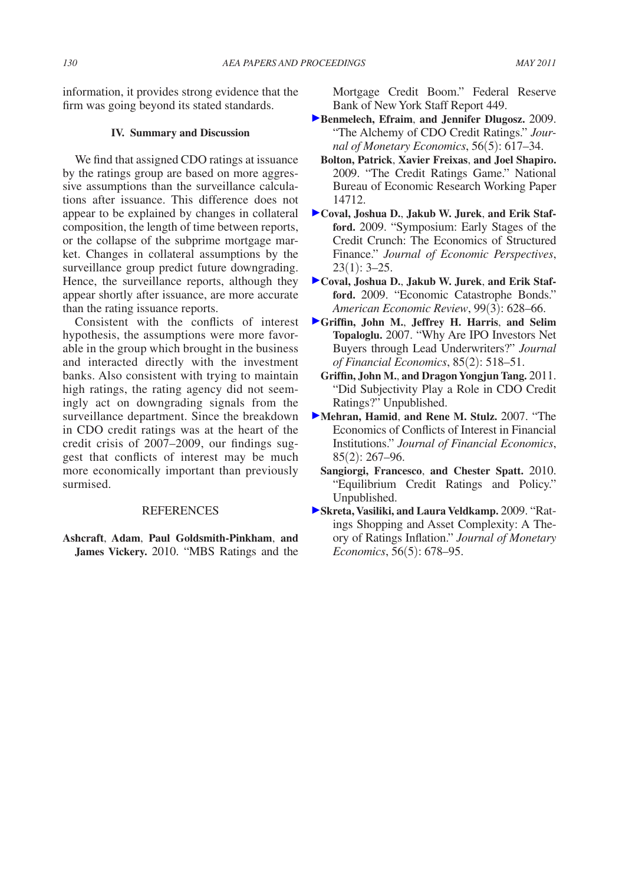information, it provides strong evidence that the firm was going beyond its stated standards.

## IV. Summary and Discussion

We find that assigned CDO ratings at issuance by the ratings group are based on more aggressive assumptions than the surveillance calculations after issuance. This difference does not appear to be explained by changes in collateral composition, the length of time between reports, or the collapse of the subprime mortgage market. Changes in collateral assumptions by the surveillance group predict future downgrading. Hence, the surveillance reports, although they appear shortly after issuance, are more accurate than the rating issuance reports.

Consistent with the conflicts of interest hypothesis, the assumptions were more favorable in the group which brought in the business and interacted directly with the investment banks. Also consistent with trying to maintain high ratings, the rating agency did not seemingly act on downgrading signals from the surveillance department. Since the breakdown in CDO credit ratings was at the heart of the credit crisis of 2007–2009, our findings suggest that conflicts of interest may be much more economically important than previously surmised.

## REFERENCES

**Ashcraft, Adam, Paul Goldsmith-Pinkham, and James Vickery.** 2010. "MBS Ratings and the Mortgage Credit Boom." Federal Reserve Bank of New York Staff Report 449.

**Benmelech, Efraim, and Jennifer Dlugosz.** 2009. "The Alchemy of CDO Credit Ratings." *Journal of Monetary Economics*, 56(5): 617–34.

**Bolton, Patrick, Xavier Freixas, and Joel Shapiro.** 2009. "The Credit Ratings Game." National Bureau of Economic Research Working Paper 14712.

**Coval, Joshua D., Jakub W. Jurek, and Erik Stafford.** 2009. "Symposium: Early Stages of the Credit Crunch: The Economics of Structured Finance." *Journal of Economic Perspectives*, 23(1): 3–25.

**Coval, Joshua D., Jakub W. Jurek, and Erik Stafford.** 2009. "Economic Catastrophe Bonds." *American Economic Review*, 99(3): 628–66.

**Griffin, John M., Jeffrey H. Harris, and Selim Topaloglu.** 2007. "Why Are IPO Investors Net Buyers through Lead Underwriters?" *Journal of Financial Economics*, 85(2): 518–51.

**Griffin, John M., and Dragon Yongjun Tang.** 2011. "Did Subjectivity Play a Role in CDO Credit Ratings?" Unpublished.

**Mehran, Hamid, and Rene M. Stulz.** 2007. "The Economics of Conflicts of Interest in Financial Institutions." *Journal of Financial Economics*, 85(2): 267–96.

**Sangiorgi, Francesco, and Chester Spatt.** 2010. "Equilibrium Credit Ratings and Policy." Unpublished.

**Skreta, Vasiliki, and Laura Veldkamp.** 2009. "Ratings Shopping and Asset Complexity: A Theory of Ratings Inflation." *Journal of Monetary Economics*, 56(5): 678–95.